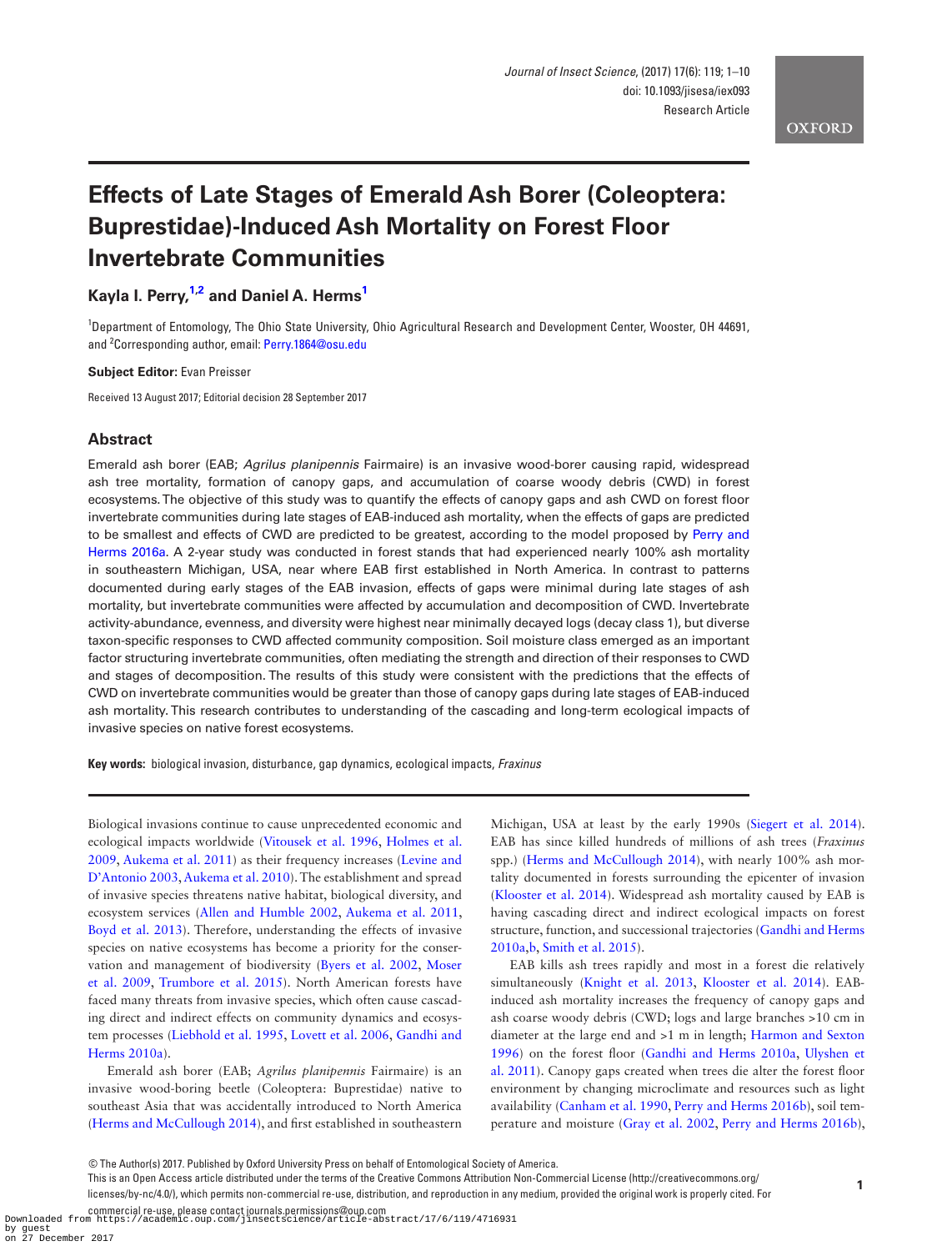Research Article

# Effects of Late Stages of Emerald Ash Borer (Coleoptera: Buprestidae)-Induced Ash Mortality on Forest Floor Invertebrate Communities

**Kayla I. Perry,[1,2] and Daniel A. Herms[1]**

[1]Department of Entomology, The Ohio State University, Ohio Agricultural Research and Development Center, Wooster, OH 44691, and [2]Corresponding author, email: Perry.1864@osu.edu

**Subject Editor:** Evan Preisser

Received 13 August 2017; Editorial decision 28 September 2017

## Abstract

Emerald ash borer (EAB; *Agrilus planipennis* Fairmaire) is an invasive wood-borer causing rapid, widespread ash tree mortality, formation of canopy gaps, and accumulation of coarse woody debris (CWD) in forest ecosystems. The objective of this study was to quantify the effects of canopy gaps and ash CWD on forest floor invertebrate communities during late stages of EAB-induced ash mortality, when the effects of gaps are predicted to be smallest and effects of CWD are predicted to be greatest, according to the model proposed by Perry and Herms 2016a. A 2-year study was conducted in forest stands that had experienced nearly 100% ash mortality in southeastern Michigan, USA, near where EAB first established in North America. In contrast to patterns documented during early stages of the EAB invasion, effects of gaps were minimal during late stages of ash mortality, but invertebrate communities were affected by accumulation and decomposition of CWD. Invertebrate activity-abundance, evenness, and diversity were highest near minimally decayed logs (decay class 1), but diverse taxon-specific responses to CWD affected community composition. Soil moisture class emerged as an important factor structuring invertebrate communities, often mediating the strength and direction of their responses to CWD and stages of decomposition. The results of this study were consistent with the predictions that the effects of CWD on invertebrate communities would be greater than those of canopy gaps during late stages of EAB-induced ash mortality. This research contributes to understanding of the cascading and long-term ecological impacts of invasive species on native forest ecosystems.

**Key words:** biological invasion, disturbance, gap dynamics, ecological impacts, *Fraxinus*

Biological invasions continue to cause unprecedented economic and ecological impacts worldwide (Vitousek et al. 1996, Holmes et al. 2009, Aukema et al. 2011) as their frequency increases (Levine and D'Antonio 2003, Aukema et al. 2010). The establishment and spread of invasive species threatens native habitat, biological diversity, and ecosystem services (Allen and Humble 2002, Aukema et al. 2011, Boyd et al. 2013). Therefore, understanding the effects of invasive species on native ecosystems has become a priority for the conservation and management of biodiversity (Byers et al. 2002, Moser et al. 2009, Trumbore et al. 2015). North American forests have faced many threats from invasive species, which often cause cascading direct and indirect effects on community dynamics and ecosystem processes (Liebhold et al. 1995, Lovett et al. 2006, Gandhi and Herms 2010a).

Emerald ash borer (EAB; *Agrilus planipennis* Fairmaire) is an invasive wood-boring beetle (Coleoptera: Buprestidae) native to southeast Asia that was accidentally introduced to North America (Herms and McCullough 2014), and first established in southeastern Michigan, USA at least by the early 1990s (Siegert et al. 2014). EAB has since killed hundreds of millions of ash trees (*Fraxinus* spp.) (Herms and McCullough 2014), with nearly 100% ash mortality documented in forests surrounding the epicenter of invasion (Klooster et al. 2014). Widespread ash mortality caused by EAB is having cascading direct and indirect ecological impacts on forest structure, function, and successional trajectories (Gandhi and Herms 2010a,b, Smith et al. 2015).

EAB kills ash trees rapidly and most in a forest die relatively simultaneously (Knight et al. 2013, Klooster et al. 2014). EAB-induced ash mortality increases the frequency of canopy gaps and ash coarse woody debris (CWD; logs and large branches >10 cm in diameter at the large end and >1 m in length; Harmon and Sexton 1996) on the forest floor (Gandhi and Herms 2010a, Ulyshen et al. 2011). Canopy gaps created when trees die alter the forest floor environment by changing microclimate and resources such as light availability (Canham et al. 1990, Perry and Herms 2016b), soil temperature and moisture (Gray et al. 2002, Perry and Herms 2016b),

© The Author(s) 2017. Published by Oxford University Press on behalf of Entomological Society of America.
This is an Open Access article distributed under the terms of the Creative Commons Attribution Non-Commercial License (http://creativecommons.org/licenses/by-nc/4.0/), which permits non-commercial re-use, distribution, and reproduction in any medium, provided the original work is properly cited. For commercial re-use, please contact journals.permissions@oup.com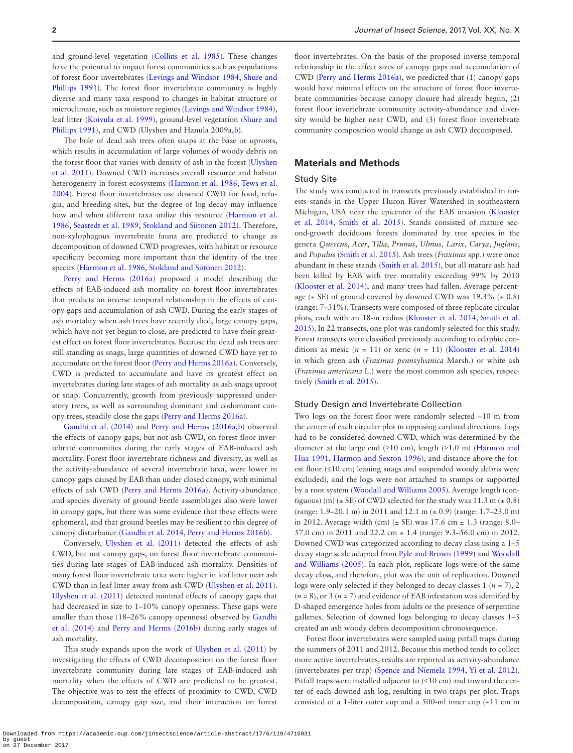and ground-level vegetation (Collins et al. 1985). These changes have the potential to impact forest communities such as populations of forest floor invertebrates (Levings and Windsor 1984, Shure and Phillips 1991). The forest floor invertebrate community is highly diverse and many taxa respond to changes in habitat structure or microclimate, such as moisture regimes (Levings and Windsor 1984), leaf litter (Koivula et al. 1999), ground-level vegetation (Shure and Phillips 1991), and CWD (Ulyshen and Hanula 2009a,b).

The bole of dead ash trees often snaps at the base or uproots, which results in accumulation of large volumes of woody debris on the forest floor that varies with density of ash in the forest (Ulyshen et al. 2011). Downed CWD increases overall resource and habitat heterogeneity in forest ecosystems (Harmon et al. 1986, Tews et al. 2004). Forest floor invertebrates use downed CWD for food, refugia, and breeding sites, but the degree of log decay may influence how and when different taxa utilize this resource (Harmon et al. 1986, Seastedt et al. 1989, Stokland and Siitonen 2012). Therefore, non-xylophagous invertebrate fauna are predicted to change as decomposition of downed CWD progresses, with habitat or resource specificity becoming more important than the identity of the tree species (Harmon et al. 1986, Stokland and Siitonen 2012).

Perry and Herms (2016a) proposed a model describing the effects of EAB-induced ash mortality on forest floor invertebrates that predicts an inverse temporal relationship in the effects of canopy gaps and accumulation of ash CWD. During the early stages of ash mortality when ash trees have recently died, large canopy gaps, which have not yet begun to close, are predicted to have their greatest effect on forest floor invertebrates. Because the dead ash trees are still standing as snags, large quantities of downed CWD have yet to accumulate on the forest floor (Perry and Herms 2016a). Conversely, CWD is predicted to accumulate and have its greatest effect on invertebrates during late stages of ash mortality as ash snags uproot or snap. Concurrently, growth from previously suppressed understory trees, as well as surrounding dominant and codominant canopy trees, steadily close the gaps (Perry and Herms 2016a).

Gandhi et al. (2014) and Perry and Herms (2016a,b) observed the effects of canopy gaps, but not ash CWD, on forest floor invertebrate communities during the early stages of EAB-induced ash mortality. Forest floor invertebrate richness and diversity, as well as the activity-abundance of several invertebrate taxa, were lower in canopy gaps caused by EAB than under closed canopy, with minimal effects of ash CWD (Perry and Herms 2016a). Activity-abundance and species diversity of ground beetle assemblages also were lower in canopy gaps, but there was some evidence that these effects were ephemeral, and that ground beetles may be resilient to this degree of canopy disturbance (Gandhi et al. 2014, Perry and Herms 2016b).

Conversely, Ulyshen et al. (2011) detected the effects of ash CWD, but not canopy gaps, on forest floor invertebrate communities during late stages of EAB-induced ash mortality. Densities of many forest floor invertebrate taxa were higher in leaf litter near ash CWD than in leaf litter away from ash CWD (Ulyshen et al. 2011). Ulyshen et al. (2011) detected minimal effects of canopy gaps that had decreased in size to 1–10% canopy openness. These gaps were smaller than those (18–26% canopy openness) observed by Gandhi et al. (2014) and Perry and Herms (2016b) during early stages of ash mortality.

This study expands upon the work of Ulyshen et al. (2011) by investigating the effects of CWD decomposition on the forest floor invertebrate community during late stages of EAB-induced ash mortality when the effects of CWD are predicted to be greatest. The objective was to test the effects of proximity to CWD, CWD decomposition, canopy gap size, and their interaction on forest floor invertebrates. On the basis of the proposed inverse temporal relationship in the effect sizes of canopy gaps and accumulation of CWD (Perry and Herms 2016a), we predicted that (1) canopy gaps would have minimal effects on the structure of forest floor invertebrate communities because canopy closure had already begun, (2) forest floor invertebrate community activity-abundance and diversity would be higher near CWD, and (3) forest floor invertebrate community composition would change as ash CWD decomposed.

## Materials and Methods

### Study Site

The study was conducted in transects previously established in forests stands in the Upper Huron River Watershed in southeastern Michigan, USA near the epicenter of the EAB invasion (Klooster et al. 2014, Smith et al. 2015). Stands consisted of mature second-growth deciduous forests dominated by tree species in the genera *Quercus*, *Acer*, *Tilia*, *Prunus*, *Ulmus*, *Larix*, *Carya*, *Juglans*, and *Populus* (Smith et al. 2015). Ash trees (*Fraxinus* spp.) were once abundant in these stands (Smith et al. 2015), but all mature ash had been killed by EAB with tree mortality exceeding 99% by 2010 (Klooster et al. 2014), and many trees had fallen. Average percentage (± SE) of ground covered by downed CWD was 19.3% (± 0.8) (range: 7–31%). Transects were composed of three replicate circular plots, each with an 18-m radius (Klooster et al. 2014, Smith et al. 2015). In 22 transects, one plot was randomly selected for this study. Forest transects were classified previously according to edaphic conditions as mesic ($n$ = 11) or xeric ($n$ = 11) (Klooster et al. 2014) in which green ash (*Fraxinus pennsylvanica* Marsh.) or white ash (*Fraxinus americana* L.) were the most common ash species, respectively (Smith et al. 2015).

### Study Design and Invertebrate Collection

Two logs on the forest floor were randomly selected ~10 m from the center of each circular plot in opposing cardinal directions. Logs had to be considered downed CWD, which was determined by the diameter at the large end (≥10 cm), length (≥1.0 m) (Harmon and Hua 1991, Harmon and Sexton 1996), and distance above the forest floor (≤10 cm; leaning snags and suspended woody debris were excluded), and the logs were not attached to stumps or supported by a root system (Woodall and Williams 2005). Average length (contiguous) (m) (± SE) of CWD selected for the study was 11.3 m (± 0.8) (range: 1.9–20.1 m) in 2011 and 12.1 m (± 0.9) (range: 1.7–23.0 m) in 2012. Average width (cm) (± SE) was 17.6 cm ± 1.3 (range: 8.0–57.0 cm) in 2011 and 22.2 cm ± 1.4 (range: 9.3–56.0 cm) in 2012. Downed CWD was categorized according to decay class using a 1–5 decay stage scale adapted from Pyle and Brown (1999) and Woodall and Williams (2005). In each plot, replicate logs were of the same decay class, and therefore, plot was the unit of replication. Downed logs were only selected if they belonged to decay classes 1 ($n$ = 7), 2 ($n$ = 8), or 3 ($n$ = 7) and evidence of EAB infestation was identified by D-shaped emergence holes from adults or the presence of serpentine galleries. Selection of downed logs belonging to decay classes 1–3 created an ash woody debris decomposition chronosequence.

Forest floor invertebrates were sampled using pitfall traps during the summers of 2011 and 2012. Because this method tends to collect more active invertebrates, results are reported as activity-abundance (invertebrates per trap) (Spence and Niemelä 1994, Yi et al. 2012). Pitfall traps were installed adjacent to (≤10 cm) and toward the center of each downed ash log, resulting in two traps per plot. Traps consisted of a 1-liter outer cup and a 500-ml inner cup (~11 cm in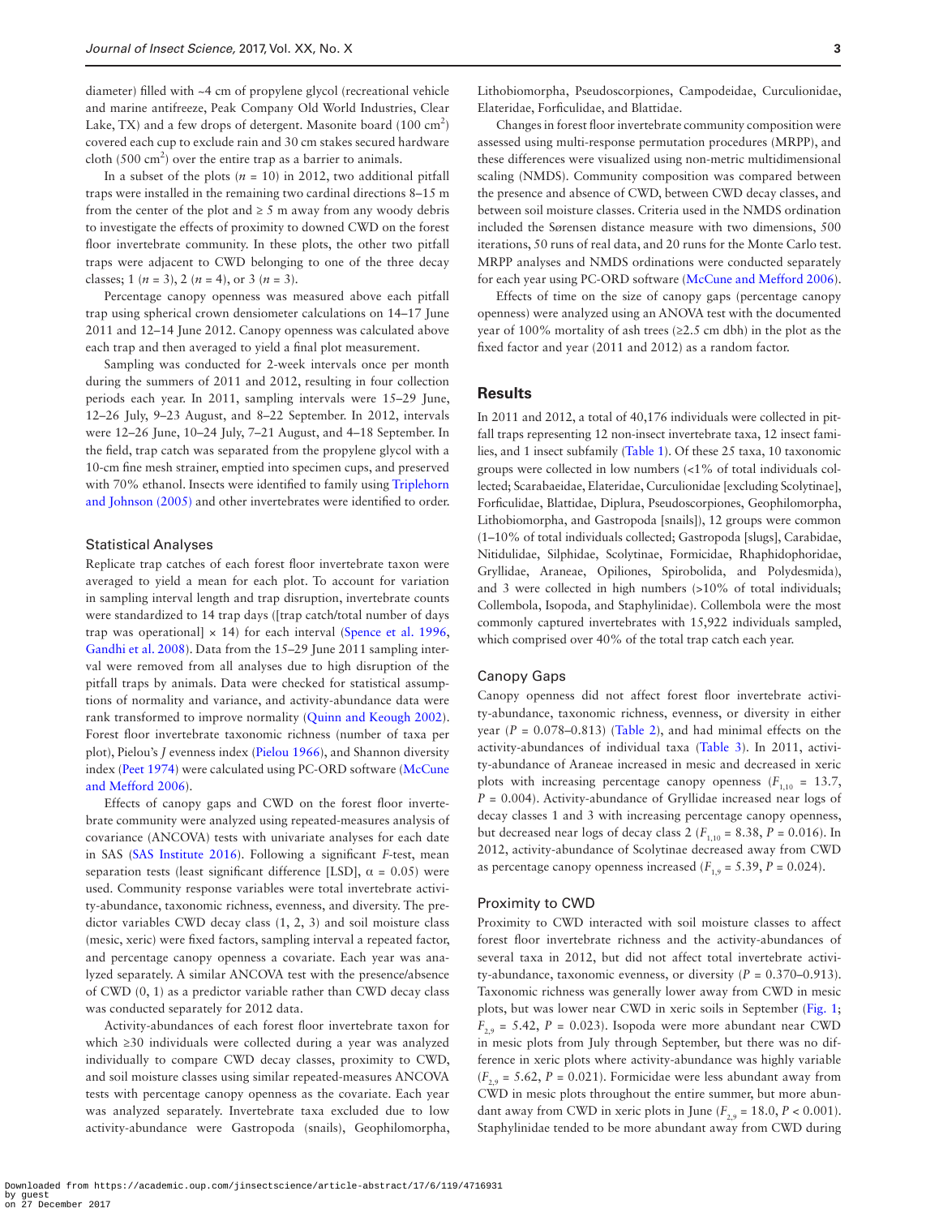diameter) filled with ~4 cm of propylene glycol (recreational vehicle and marine antifreeze, Peak Company Old World Industries, Clear Lake, TX) and a few drops of detergent. Masonite board (100 $cm^2$) covered each cup to exclude rain and 30 cm stakes secured hardware cloth (500 $cm^2$) over the entire trap as a barrier to animals.

In a subset of the plots ($n$ = 10) in 2012, two additional pitfall traps were installed in the remaining two cardinal directions 8–15 m from the center of the plot and ≥ 5 m away from any woody debris to investigate the effects of proximity to downed CWD on the forest floor invertebrate community. In these plots, the other two pitfall traps were adjacent to CWD belonging to one of the three decay classes; 1 ($n$ = 3), 2 ($n$ = 4), or 3 ($n$ = 3).

Percentage canopy openness was measured above each pitfall trap using spherical crown densiometer calculations on 14–17 June 2011 and 12–14 June 2012. Canopy openness was calculated above each trap and then averaged to yield a final plot measurement.

Sampling was conducted for 2-week intervals once per month during the summers of 2011 and 2012, resulting in four collection periods each year. In 2011, sampling intervals were 15–29 June, 12–26 July, 9–23 August, and 8–22 September. In 2012, intervals were 12–26 June, 10–24 July, 7–21 August, and 4–18 September. In the field, trap catch was separated from the propylene glycol with a 10-cm fine mesh strainer, emptied into specimen cups, and preserved with 70% ethanol. Insects were identified to family using Triplehorn and Johnson (2005) and other invertebrates were identified to order.

### Statistical Analyses

Replicate trap catches of each forest floor invertebrate taxon were averaged to yield a mean for each plot. To account for variation in sampling interval length and trap disruption, invertebrate counts were standardized to 14 trap days ([trap catch/total number of days trap was operational] × 14) for each interval (Spence et al. 1996, Gandhi et al. 2008). Data from the 15–29 June 2011 sampling interval were removed from all analyses due to high disruption of the pitfall traps by animals. Data were checked for statistical assumptions of normality and variance, and activity-abundance data were rank transformed to improve normality (Quinn and Keough 2002). Forest floor invertebrate taxonomic richness (number of taxa per plot), Pielou's $J$ evenness index (Pielou 1966), and Shannon diversity index (Peet 1974) were calculated using PC-ORD software (McCune and Mefford 2006).

Effects of canopy gaps and CWD on the forest floor invertebrate community were analyzed using repeated-measures analysis of covariance (ANCOVA) tests with univariate analyses for each date in SAS (SAS Institute 2016). Following a significant $F$-test, mean separation tests (least significant difference [LSD], $\alpha$ = 0.05) were used. Community response variables were total invertebrate activity-abundance, taxonomic richness, evenness, and diversity. The predictor variables CWD decay class (1, 2, 3) and soil moisture class (mesic, xeric) were fixed factors, sampling interval a repeated factor, and percentage canopy openness a covariate. Each year was analyzed separately. A similar ANCOVA test with the presence/absence of CWD (0, 1) as a predictor variable rather than CWD decay class was conducted separately for 2012 data.

Activity-abundances of each forest floor invertebrate taxon for which ≥30 individuals were collected during a year was analyzed individually to compare CWD decay classes, proximity to CWD, and soil moisture classes using similar repeated-measures ANCOVA tests with percentage canopy openness as the covariate. Each year was analyzed separately. Invertebrate taxa excluded due to low activity-abundance were Gastropoda (snails), Geophilomorpha, Lithobiomorpha, Pseudoscorpiones, Campodeidae, Curculionidae, Elateridae, Forficulidae, and Blattidae.

Changes in forest floor invertebrate community composition were assessed using multi-response permutation procedures (MRPP), and these differences were visualized using non-metric multidimensional scaling (NMDS). Community composition was compared between the presence and absence of CWD, between CWD decay classes, and between soil moisture classes. Criteria used in the NMDS ordination included the Sørensen distance measure with two dimensions, 500 iterations, 50 runs of real data, and 20 runs for the Monte Carlo test. MRPP analyses and NMDS ordinations were conducted separately for each year using PC-ORD software (McCune and Mefford 2006).

Effects of time on the size of canopy gaps (percentage canopy openness) were analyzed using an ANOVA test with the documented year of 100% mortality of ash trees (≥2.5 cm dbh) in the plot as the fixed factor and year (2011 and 2012) as a random factor.

## Results

In 2011 and 2012, a total of 40,176 individuals were collected in pitfall traps representing 12 non-insect invertebrate taxa, 12 insect families, and 1 insect subfamily (Table 1). Of these 25 taxa, 10 taxonomic groups were collected in low numbers (<1% of total individuals collected; Scarabaeidae, Elateridae, Curculionidae [excluding Scolytinae], Forficulidae, Blattidae, Diplura, Pseudoscorpiones, Geophilomorpha, Lithobiomorpha, and Gastropoda [snails]), 12 groups were common (1–10% of total individuals collected; Gastropoda [slugs], Carabidae, Nitidulidae, Silphidae, Scolytinae, Formicidae, Rhaphidophoridae, Gryllidae, Araneae, Opiliones, Spirobolida, and Polydesmida), and 3 were collected in high numbers (>10% of total individuals; Collembola, Isopoda, and Staphylinidae). Collembola were the most commonly captured invertebrates with 15,922 individuals sampled, which comprised over 40% of the total trap catch each year.

### Canopy Gaps

Canopy openness did not affect forest floor invertebrate activity-abundance, taxonomic richness, evenness, or diversity in either year ($P$ = 0.078–0.813) (Table 2), and had minimal effects on the activity-abundances of individual taxa (Table 3). In 2011, activity-abundance of Araneae increased in mesic and decreased in xeric plots with increasing percentage canopy openness ($F_{1,10}$ = 13.7, $P$ = 0.004). Activity-abundance of Gryllidae increased near logs of decay classes 1 and 3 with increasing percentage canopy openness, but decreased near logs of decay class 2 ($F_{1,10}$ = 8.38, $P$ = 0.016). In 2012, activity-abundance of Scolytinae decreased away from CWD as percentage canopy openness increased ($F_{1,9}$ = 5.39, $P$ = 0.024).

### Proximity to CWD

Proximity to CWD interacted with soil moisture classes to affect forest floor invertebrate richness and the activity-abundances of several taxa in 2012, but did not affect total invertebrate activity-abundance, taxonomic evenness, or diversity ($P$ = 0.370–0.913). Taxonomic richness was generally lower away from CWD in mesic plots, but was lower near CWD in xeric soils in September (Fig. 1; $F_{2,9}$ = 5.42, $P$ = 0.023). Isopoda were more abundant near CWD in mesic plots from July through September, but there was no difference in xeric plots where activity-abundance was highly variable ($F_{2,9}$ = 5.62, $P$ = 0.021). Formicidae were less abundant away from CWD in mesic plots throughout the entire summer, but more abundant away from CWD in xeric plots in June ($F_{2,9}$ = 18.0, $P$ < 0.001). Staphylinidae tended to be more abundant away from CWD during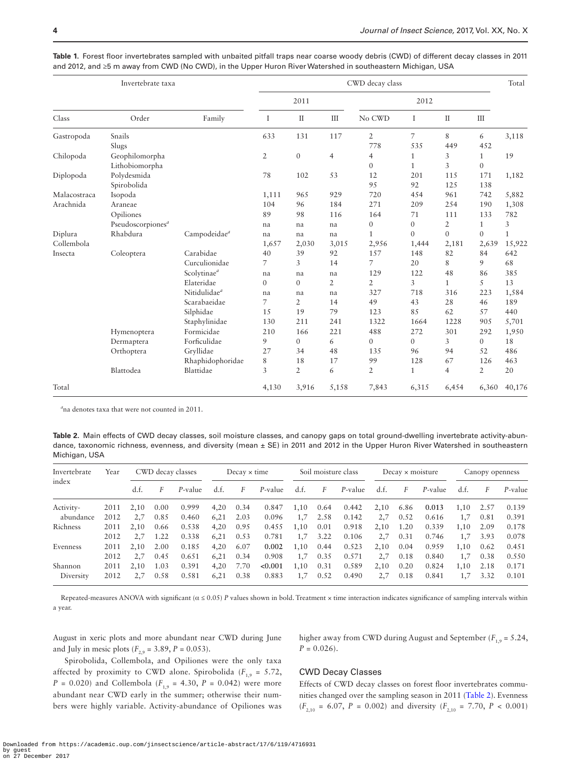**Table 1.** Forest floor invertebrates sampled with unbaited pitfall traps near coarse woody debris (CWD) of different decay classes in 2011 and 2012, and ≥5 m away from CWD (No CWD), in the Upper Huron River Watershed in southeastern Michigan, USA

| Invertebrate taxa | | | CWD decay class | | | | | | | Total |
|---|---|---|---|---|---|---|---|---|---|---|
| | | | 2011 | | | 2012 | | | | |
| Class | Order | Family | I | II | III | No CWD | I | II | III | |
| Gastropoda | Snails | | 633 | 131 | 117 | 2 | 7 | 8 | 6 | 3,118 |
| | Slugs | | | | | 778 | 535 | 449 | 452 | |
| Chilopoda | Geophilomorpha | | 2 | 0 | 4 | 4 | 1 | 3 | 1 | 19 |
| | Lithobiomorpha | | | | | 0 | 1 | 3 | 0 | |
| Diplopoda | Polydesmida | | 78 | 102 | 53 | 12 | 201 | 115 | 171 | 1,182 |
| | Spirobolida | | | | | 95 | 92 | 125 | 138 | |
| Malacostraca | Isopoda | | 1,111 | 965 | 929 | 720 | 454 | 961 | 742 | 5,882 |
| Arachnida | Araneae | | 104 | 96 | 184 | 271 | 209 | 254 | 190 | 1,308 |
| | Opiliones | | 89 | 98 | 116 | 164 | 71 | 111 | 133 | 782 |
| | Pseudoscorpiones[a] | | na | na | na | 0 | 0 | 2 | 1 | 3 |
| Diplura | Rhabdura | Campodeidae[a] | na | na | na | 1 | 0 | 0 | 0 | 1 |
| Collembola | | | 1,657 | 2,030 | 3,015 | 2,956 | 1,444 | 2,181 | 2,639 | 15,922 |
| Insecta | Coleoptera | Carabidae | 40 | 39 | 92 | 157 | 148 | 82 | 84 | 642 |
| | | Curculionidae | 7 | 3 | 14 | 7 | 20 | 8 | 9 | 68 |
| | | Scolytinae[a] | na | na | na | 129 | 122 | 48 | 86 | 385 |
| | | Elateridae | 0 | 0 | 2 | 2 | 3 | 1 | 5 | 13 |
| | | Nitidulidae[a] | na | na | na | 327 | 718 | 316 | 223 | 1,584 |
| | | Scarabaeidae | 7 | 2 | 14 | 49 | 43 | 28 | 46 | 189 |
| | | Silphidae | 15 | 19 | 79 | 123 | 85 | 62 | 57 | 440 |
| | | Staphylinidae | 130 | 211 | 241 | 1322 | 1664 | 1228 | 905 | 5,701 |
| | Hymenoptera | Formicidae | 210 | 166 | 221 | 488 | 272 | 301 | 292 | 1,950 |
| | Dermaptera | Forficulidae | 9 | 0 | 6 | 0 | 0 | 3 | 0 | 18 |
| | Orthoptera | Gryllidae | 27 | 34 | 48 | 135 | 96 | 94 | 52 | 486 |
| | | Rhaphidophoridae | 8 | 18 | 17 | 99 | 128 | 67 | 126 | 463 |
| | Blattodea | Blattidae | 3 | 2 | 6 | 2 | 1 | 4 | 2 | 20 |
| Total | | | 4,130 | 3,916 | 5,158 | 7,843 | 6,315 | 6,454 | 6,360 | 40,176 |

[a]na denotes taxa that were not counted in 2011.

**Table 2.** Main effects of CWD decay classes, soil moisture classes, and canopy gaps on total ground-dwelling invertebrate activity-abundance, taxonomic richness, evenness, and diversity (mean ± SE) in 2011 and 2012 in the Upper Huron River Watershed in southeastern Michigan, USA

| Invertebrate index | Year | CWD decay classes | | | Decay × time | | | Soil moisture class | | | Decay × moisture | | | Canopy openness | | |
|---|---|---|---|---|---|---|---|---|---|---|---|---|---|---|---|---|
| | | d.f. | *F* | *P*-value | d.f. | *F* | *P*-value | d.f. | *F* | *P*-value | d.f. | *F* | *P*-value | d.f. | *F* | *P*-value |
| Activity-abundance | 2011 | 2,10 | 0.00 | 0.999 | 4,20 | 0.34 | 0.847 | 1,10 | 0.64 | 0.442 | 2,10 | 6.86 | **0.013** | 1,10 | 2.57 | 0.139 |
| | 2012 | 2,7 | 0.85 | 0.460 | 6,21 | 2.03 | 0.096 | 1,7 | 2.58 | 0.142 | 2,7 | 0.52 | 0.616 | 1,7 | 0.81 | 0.391 |
| Richness | 2011 | 2,10 | 0.66 | 0.538 | 4,20 | 0.95 | 0.455 | 1,10 | 0.01 | 0.918 | 2,10 | 1.20 | 0.339 | 1,10 | 2.09 | 0.178 |
| | 2012 | 2,7 | 1.22 | 0.338 | 6,21 | 0.53 | 0.781 | 1,7 | 3.22 | 0.106 | 2,7 | 0.31 | 0.746 | 1,7 | 3.93 | 0.078 |
| Evenness | 2011 | 2,10 | 2.00 | 0.185 | 4,20 | 6.07 | **0.002** | 1,10 | 0.44 | 0.523 | 2,10 | 0.04 | 0.959 | 1,10 | 0.62 | 0.451 |
| | 2012 | 2,7 | 0.45 | 0.651 | 6,21 | 0.34 | 0.908 | 1,7 | 0.35 | 0.571 | 2,7 | 0.18 | 0.840 | 1,7 | 0.38 | 0.550 |
| Shannon Diversity | 2011 | 2,10 | 1.03 | 0.391 | 4,20 | 7.70 | **<0.001** | 1,10 | 0.31 | 0.589 | 2,10 | 0.20 | 0.824 | 1,10 | 2.18 | 0.171 |
| | 2012 | 2,7 | 0.58 | 0.581 | 6,21 | 0.38 | 0.883 | 1,7 | 0.52 | 0.490 | 2,7 | 0.18 | 0.841 | 1,7 | 3.32 | 0.101 |

Repeated-measures ANOVA with significant ($\alpha \le 0.05$) *P* values shown in bold. Treatment × time interaction indicates significance of sampling intervals within a year.

August in xeric plots and more abundant near CWD during June and July in mesic plots ($F_{2,9} = 3.89$, $P = 0.053$).

Spirobolida, Collembola, and Opiliones were the only taxa affected by proximity to CWD alone. Spirobolida ($F_{1,9} = 5.72$, $P = 0.020$) and Collembola ($F_{1,9} = 4.30$, $P = 0.042$) were more abundant near CWD early in the summer; otherwise their numbers were highly variable. Activity-abundance of Opiliones was higher away from CWD during August and September ($F_{1,9} = 5.24$, $P = 0.026$).

## CWD Decay Classes

Effects of CWD decay classes on forest floor invertebrates communities changed over the sampling season in 2011 (Table 2). Evenness ($F_{2,10} = 6.07$, $P = 0.002$) and diversity ($F_{2,10} = 7.70$, $P < 0.001$)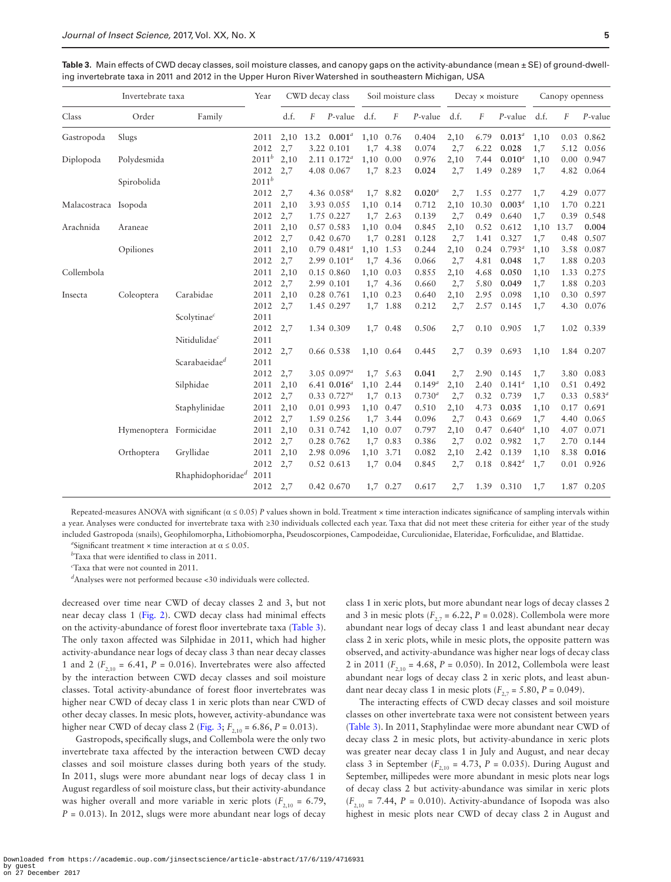**Table 3.** Main effects of CWD decay classes, soil moisture classes, and canopy gaps on the activity-abundance (mean ± SE) of ground-dwelling invertebrate taxa in 2011 and 2012 in the Upper Huron River Watershed in southeastern Michigan, USA

| Invertebrate taxa | | | Year | CWD decay class | | | Soil moisture class | | | Decay × moisture | | | Canopy openness | | |
|---|---|---|---|---|---|---|---|---|---|---|---|---|---|---|---|
| Class | Order | Family | | d.f. | *F* | *P*-value | d.f. | *F* | *P*-value | d.f. | *F* | *P*-value | d.f. | *F* | *P*-value |
| Gastropoda | Slugs | | 2011 | 2,10 | 13.2 | **0.001**[a] | 1,10 | 0.76 | 0.404 | 2,10 | 6.79 | **0.013**[a] | 1,10 | 0.03 | 0.862 |
| | | | 2012 | 2,7 | 3.22 | 0.101 | 1,7 | 4.38 | 0.074 | 2,7 | 6.22 | **0.028** | 1,7 | 5.12 | 0.056 |
| Diplopoda | Polydesmida | | 2011[b] | 2,10 | 2.11 | 0.172[a] | 1,10 | 0.00 | 0.976 | 2,10 | 7.44 | **0.010**[a] | 1,10 | 0.00 | 0.947 |
| | | | 2012 | 2,7 | 4.08 | 0.067 | 1,7 | 8.23 | **0.024** | 2,7 | 1.49 | 0.289 | 1,7 | 4.82 | 0.064 |
| | Spirobolida | | 2011[b] | | | | | | | | | | | | |
| | | | 2012 | 2,7 | 4.36 | 0.058[a] | 1,7 | 8.82 | **0.020**[a] | 2,7 | 1.55 | 0.277 | 1,7 | 4.29 | 0.077 |
| Malacostraca | Isopoda | | 2011 | 2,10 | 3.93 | 0.055 | 1,10 | 0.14 | 0.712 | 2,10 | 10.30 | **0.003**[a] | 1,10 | 1.70 | 0.221 |
| | | | 2012 | 2,7 | 1.75 | 0.227 | 1,7 | 2.63 | 0.139 | 2,7 | 0.49 | 0.640 | 1,7 | 0.39 | 0.548 |
| Arachnida | Araneae | | 2011 | 2,10 | 0.57 | 0.583 | 1,10 | 0.04 | 0.845 | 2,10 | 0.52 | 0.612 | 1,10 | 13.7 | **0.004** |
| | | | 2012 | 2,7 | 0.42 | 0.670 | 1,7 | 0.281 | 0.128 | 2,7 | 1.41 | 0.327 | 1,7 | 0.48 | 0.507 |
| | Opiliones | | 2011 | 2,10 | 0.79 | 0.481[a] | 1,10 | 1.53 | 0.244 | 2,10 | 0.24 | 0.793[a] | 1,10 | 3.58 | 0.087 |
| | | | 2012 | 2,7 | 2.99 | 0.101[a] | 1,7 | 4.36 | 0.066 | 2,7 | 4.81 | **0.048** | 1,7 | 1.88 | 0.203 |
| Collembola | | | 2011 | 2,10 | 0.15 | 0.860 | 1,10 | 0.03 | 0.855 | 2,10 | 4.68 | **0.050** | 1,10 | 1.33 | 0.275 |
| | | | 2012 | 2,7 | 2.99 | 0.101 | 1,7 | 4.36 | 0.660 | 2,7 | 5.80 | **0.049** | 1,7 | 1.88 | 0.203 |
| Insecta | Coleoptera | Carabidae | 2011 | 2,10 | 0.28 | 0.761 | 1,10 | 0.23 | 0.640 | 2,10 | 2.95 | 0.098 | 1,10 | 0.30 | 0.597 |
| | | | 2012 | 2,7 | 1.45 | 0.297 | 1,7 | 1.88 | 0.212 | 2,7 | 2.57 | 0.145 | 1,7 | 4.30 | 0.076 |
| | | Scolytinae[c] | 2011 | | | | | | | | | | | | |
| | | | 2012 | 2,7 | 1.34 | 0.309 | 1,7 | 0.48 | 0.506 | 2,7 | 0.10 | 0.905 | 1,7 | 1.02 | 0.339 |
| | | Nitidulidae[c] | 2011 | | | | | | | | | | | | |
| | | | 2012 | 2,7 | 0.66 | 0.538 | 1,10 | 0.64 | 0.445 | 2,7 | 0.39 | 0.693 | 1,10 | 1.84 | 0.207 |
| | | Scarabaeidae[d] | 2011 | | | | | | | | | | | | |
| | | | 2012 | 2,7 | 3.05 | 0.097[a] | 1,7 | 5.63 | **0.041** | 2,7 | 2.90 | 0.145 | 1,7 | 3.80 | 0.083 |
| | | Silphidae | 2011 | 2,10 | 6.41 | **0.016**[a] | 1,10 | 2.44 | 0.149[a] | 2,10 | 2.40 | 0.141[a] | 1,10 | 0.51 | 0.492 |
| | | | 2012 | 2,7 | 0.33 | 0.727[a] | 1,7 | 0.13 | 0.730[a] | 2,7 | 0.32 | 0.739 | 1,7 | 0.33 | 0.583[a] |
| | | Staphylinidae | 2011 | 2,10 | 0.01 | 0.993 | 1,10 | 0.47 | 0.510 | 2,10 | 4.73 | **0.035** | 1,10 | 0.17 | 0.691 |
| | | | 2012 | 2,7 | 1.59 | 0.256 | 1,7 | 3.44 | 0.096 | 2,7 | 0.43 | 0.669 | 1,7 | 4.40 | 0.065 |
| | Hymenoptera | Formicidae | 2011 | 2,10 | 0.31 | 0.742 | 1,10 | 0.07 | 0.797 | 2,10 | 0.47 | 0.640[a] | 1,10 | 4.07 | 0.071 |
| | | | 2012 | 2,7 | 0.28 | 0.762 | 1,7 | 0.83 | 0.386 | 2,7 | 0.02 | 0.982 | 1,7 | 2.70 | 0.144 |
| | Orthoptera | Gryllidae | 2011 | 2,10 | 2.98 | 0.096 | 1,10 | 3.71 | 0.082 | 2,10 | 2.42 | 0.139 | 1,10 | 8.38 | **0.016** |
| | | | 2012 | 2,7 | 0.52 | 0.613 | 1,7 | 0.04 | 0.845 | 2,7 | 0.18 | 0.842[a] | 1,7 | 0.01 | 0.926 |
| | | Rhaphidophoridae[d] | 2011 | | | | | | | | | | | | |
| | | | 2012 | 2,7 | 0.42 | 0.670 | 1,7 | 0.27 | 0.617 | 2,7 | 1.39 | 0.310 | 1,7 | 1.87 | 0.205 |

Repeated-measures ANOVA with significant (α ≤ 0.05) *P* values shown in bold. Treatment × time interaction indicates significance of sampling intervals within a year. Analyses were conducted for invertebrate taxa with ≥30 individuals collected each year. Taxa that did not meet these criteria for either year of the study included Gastropoda (snails), Geophilomorpha, Lithobiomorpha, Pseudoscorpiones, Campodeidae, Curculionidae, Elateridae, Forficulidae, and Blattidae.

[a]Significant treatment × time interaction at α ≤ 0.05.

[b]Taxa that were identified to class in 2011.

[c]Taxa that were not counted in 2011.

[d]Analyses were not performed because <30 individuals were collected.

decreased over time near CWD of decay classes 2 and 3, but not near decay class 1 (Fig. 2). CWD decay class had minimal effects on the activity-abundance of forest floor invertebrate taxa (Table 3). The only taxon affected was Silphidae in 2011, which had higher activity-abundance near logs of decay class 3 than near decay classes 1 and 2 ($F_{2,10}$ = 6.41, *P* = 0.016). Invertebrates were also affected by the interaction between CWD decay classes and soil moisture classes. Total activity-abundance of forest floor invertebrates was higher near CWD of decay class 1 in xeric plots than near CWD of other decay classes. In mesic plots, however, activity-abundance was higher near CWD of decay class 2 (Fig. 3; $F_{2,10}$ = 6.86, *P* = 0.013).

Gastropods, specifically slugs, and Collembola were the only two invertebrate taxa affected by the interaction between CWD decay classes and soil moisture classes during both years of the study. In 2011, slugs were more abundant near logs of decay class 1 in August regardless of soil moisture class, but their activity-abundance was higher overall and more variable in xeric plots ($F_{2,10}$ = 6.79, *P* = 0.013). In 2012, slugs were more abundant near logs of decay class 1 in xeric plots, but more abundant near logs of decay classes 2 and 3 in mesic plots ($F_{2,7}$ = 6.22, *P* = 0.028). Collembola were more abundant near logs of decay class 1 and least abundant near decay class 2 in xeric plots, while in mesic plots, the opposite pattern was observed, and activity-abundance was higher near logs of decay class 2 in 2011 ($F_{2,10}$ = 4.68, *P* = 0.050). In 2012, Collembola were least abundant near logs of decay class 2 in xeric plots, and least abundant near decay class 1 in mesic plots ($F_{2,7}$ = 5.80, *P* = 0.049).

The interacting effects of CWD decay classes and soil moisture classes on other invertebrate taxa were not consistent between years (Table 3). In 2011, Staphylindae were more abundant near CWD of decay class 2 in mesic plots, but activity-abundance in xeric plots was greater near decay class 1 in July and August, and near decay class 3 in September ($F_{2,10}$ = 4.73, *P* = 0.035). During August and September, millipedes were more abundant in mesic plots near logs of decay class 2 but activity-abundance was similar in xeric plots ($F_{2,10}$ = 7.44, *P* = 0.010). Activity-abundance of Isopoda was also highest in mesic plots near CWD of decay class 2 in August and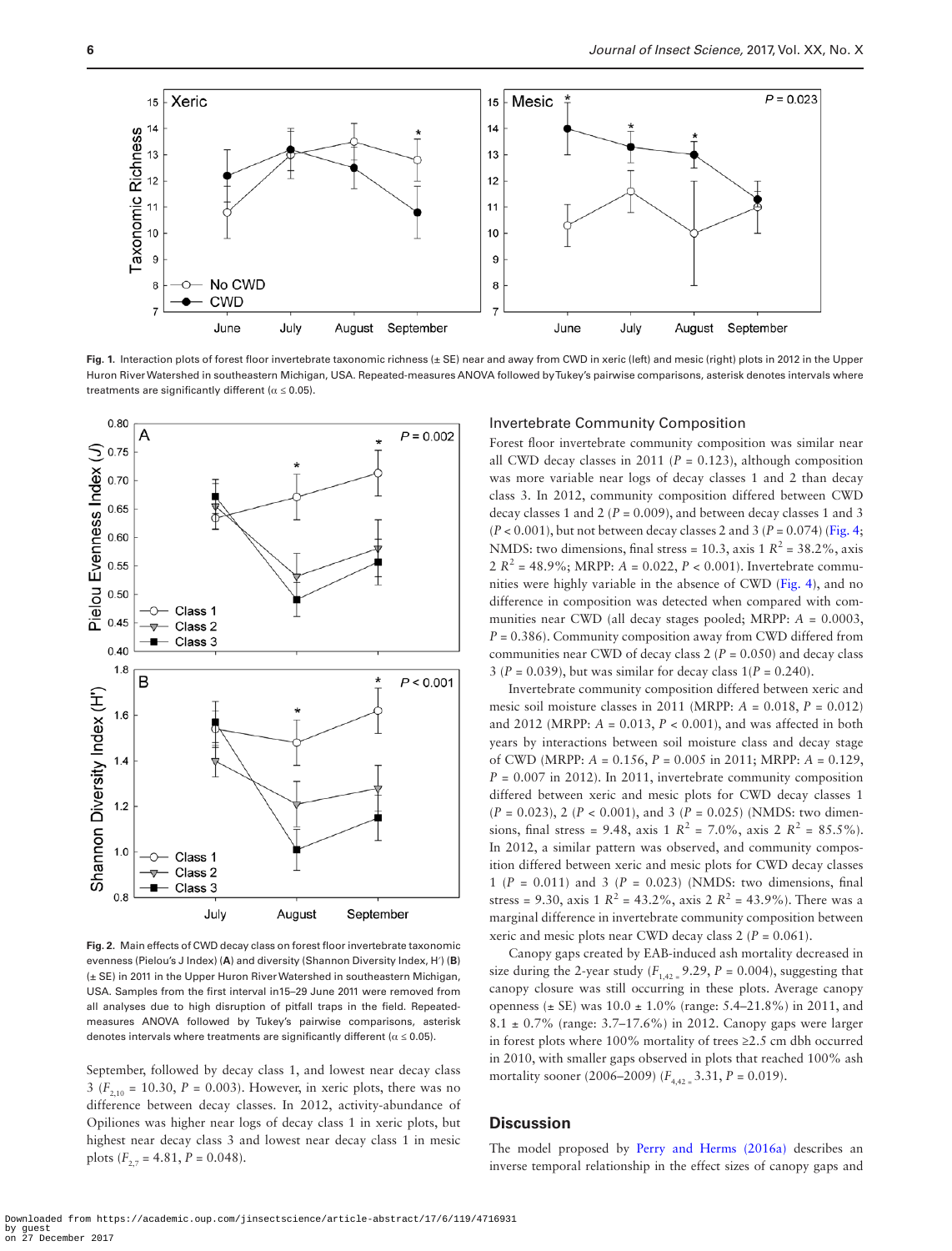**Fig. 1.** Interaction plots of forest floor invertebrate taxonomic richness (± SE) near and away from CWD in xeric (left) and mesic (right) plots in 2012 in the Upper Huron River Watershed in southeastern Michigan, USA. Repeated-measures ANOVA followed by Tukey's pairwise comparisons, asterisk denotes intervals where treatments are significantly different (α ≤ 0.05).

**Fig. 2.** Main effects of CWD decay class on forest floor invertebrate taxonomic evenness (Pielou's J Index) (**A**) and diversity (Shannon Diversity Index, H′) (**B**) (± SE) in 2011 in the Upper Huron River Watershed in southeastern Michigan, USA. Samples from the first interval in15–29 June 2011 were removed from all analyses due to high disruption of pitfall traps in the field. Repeated-measures ANOVA followed by Tukey's pairwise comparisons, asterisk denotes intervals where treatments are significantly different (α ≤ 0.05).

September, followed by decay class 1, and lowest near decay class 3 ($F_{2,10}$ = 10.30, $P$ = 0.003). However, in xeric plots, there was no difference between decay classes. In 2012, activity-abundance of Opiliones was higher near logs of decay class 1 in xeric plots, but highest near decay class 3 and lowest near decay class 1 in mesic plots ($F_{2,7}$ = 4.81, $P$ = 0.048).

### Invertebrate Community Composition

Forest floor invertebrate community composition was similar near all CWD decay classes in 2011 ($P$ = 0.123), although composition was more variable near logs of decay classes 1 and 2 than decay class 3. In 2012, community composition differed between CWD decay classes 1 and 2 ($P$ = 0.009), and between decay classes 1 and 3 ($P$ < 0.001), but not between decay classes 2 and 3 ($P$ = 0.074) (Fig. 4; NMDS: two dimensions, final stress = 10.3, axis 1 $R^2$ = 38.2%, axis 2 $R^2$ = 48.9%; MRPP: $A$ = 0.022, $P$ < 0.001). Invertebrate communities were highly variable in the absence of CWD (Fig. 4), and no difference in composition was detected when compared with communities near CWD (all decay stages pooled; MRPP: $A$ = 0.0003, $P$ = 0.386). Community composition away from CWD differed from communities near CWD of decay class 2 ($P$ = 0.050) and decay class 3 ($P$ = 0.039), but was similar for decay class 1($P$ = 0.240).

Invertebrate community composition differed between xeric and mesic soil moisture classes in 2011 (MRPP: $A$ = 0.018, $P$ = 0.012) and 2012 (MRPP: $A$ = 0.013, $P$ < 0.001), and was affected in both years by interactions between soil moisture class and decay stage of CWD (MRPP: $A$ = 0.156, $P$ = 0.005 in 2011; MRPP: $A$ = 0.129, $P$ = 0.007 in 2012). In 2011, invertebrate community composition differed between xeric and mesic plots for CWD decay classes 1 ($P$ = 0.023), 2 ($P$ < 0.001), and 3 ($P$ = 0.025) (NMDS: two dimensions, final stress = 9.48, axis 1 $R^2$ = 7.0%, axis 2 $R^2$ = 85.5%). In 2012, a similar pattern was observed, and community composition differed between xeric and mesic plots for CWD decay classes 1 ($P$ = 0.011) and 3 ($P$ = 0.023) (NMDS: two dimensions, final stress = 9.30, axis 1 $R^2$ = 43.2%, axis 2 $R^2$ = 43.9%). There was a marginal difference in invertebrate community composition between xeric and mesic plots near CWD decay class 2 ($P$ = 0.061).

Canopy gaps created by EAB-induced ash mortality decreased in size during the 2-year study ($F_{1,42}$ = 9.29, $P$ = 0.004), suggesting that canopy closure was still occurring in these plots. Average canopy openness (± SE) was 10.0 ± 1.0% (range: 5.4–21.8%) in 2011, and 8.1 ± 0.7% (range: 3.7–17.6%) in 2012. Canopy gaps were larger in forest plots where 100% mortality of trees ≥2.5 cm dbh occurred in 2010, with smaller gaps observed in plots that reached 100% ash mortality sooner (2006–2009) ($F_{4,42}$ = 3.31, $P$ = 0.019).

## Discussion

The model proposed by Perry and Herms (2016a) describes an inverse temporal relationship in the effect sizes of canopy gaps and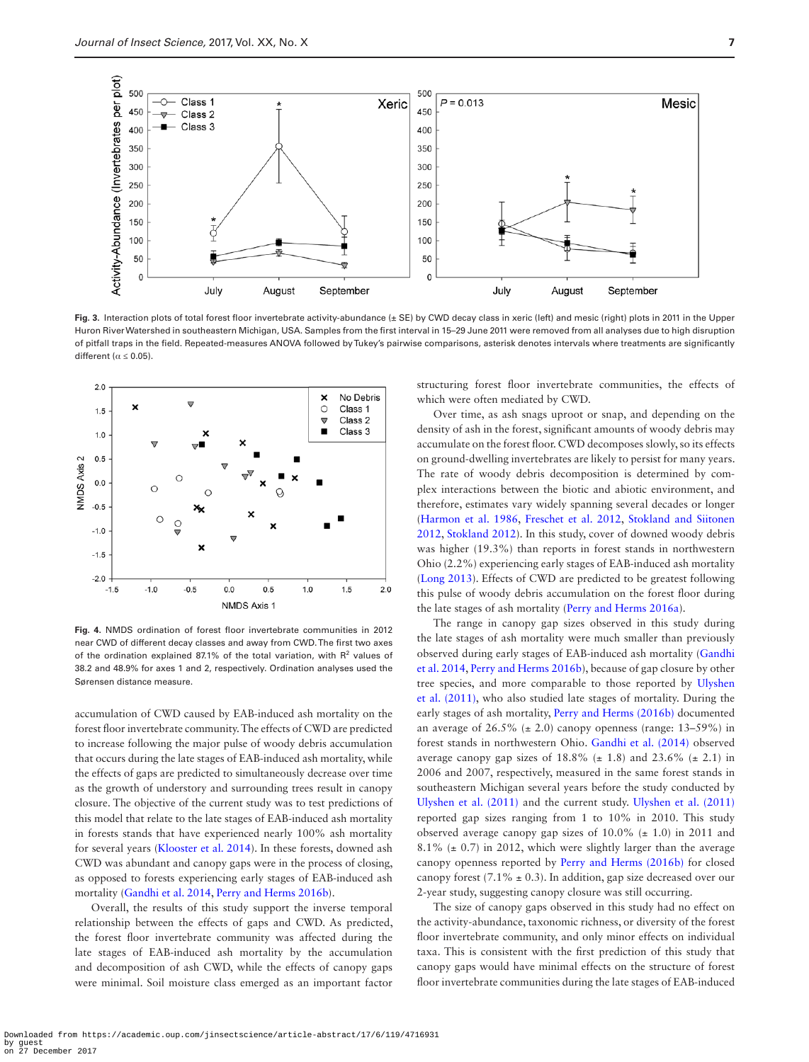Fig. 3. Interaction plots of total forest floor invertebrate activity-abundance (± SE) by CWD decay class in xeric (left) and mesic (right) plots in 2011 in the Upper Huron River Watershed in southeastern Michigan, USA. Samples from the first interval in 15–29 June 2011 were removed from all analyses due to high disruption of pitfall traps in the field. Repeated-measures ANOVA followed by Tukey's pairwise comparisons, asterisk denotes intervals where treatments are significantly different ($\alpha \le 0.05$).

Fig. 4. NMDS ordination of forest floor invertebrate communities in 2012 near CWD of different decay classes and away from CWD. The first two axes of the ordination explained 87.1% of the total variation, with $R^2$ values of 38.2 and 48.9% for axes 1 and 2, respectively. Ordination analyses used the Sørensen distance measure.

accumulation of CWD caused by EAB-induced ash mortality on the forest floor invertebrate community. The effects of CWD are predicted to increase following the major pulse of woody debris accumulation that occurs during the late stages of EAB-induced ash mortality, while the effects of gaps are predicted to simultaneously decrease over time as the growth of understory and surrounding trees result in canopy closure. The objective of the current study was to test predictions of this model that relate to the late stages of EAB-induced ash mortality in forests stands that have experienced nearly 100% ash mortality for several years (Klooster et al. 2014). In these forests, downed ash CWD was abundant and canopy gaps were in the process of closing, as opposed to forests experiencing early stages of EAB-induced ash mortality (Gandhi et al. 2014, Perry and Herms 2016b).

Overall, the results of this study support the inverse temporal relationship between the effects of gaps and CWD. As predicted, the forest floor invertebrate community was affected during the late stages of EAB-induced ash mortality by the accumulation and decomposition of ash CWD, while the effects of canopy gaps were minimal. Soil moisture class emerged as an important factor structuring forest floor invertebrate communities, the effects of which were often mediated by CWD.

Over time, as ash snags uproot or snap, and depending on the density of ash in the forest, significant amounts of woody debris may accumulate on the forest floor. CWD decomposes slowly, so its effects on ground-dwelling invertebrates are likely to persist for many years. The rate of woody debris decomposition is determined by complex interactions between the biotic and abiotic environment, and therefore, estimates vary widely spanning several decades or longer (Harmon et al. 1986, Freschet et al. 2012, Stokland and Siitonen 2012, Stokland 2012). In this study, cover of downed woody debris was higher (19.3%) than reports in forest stands in northwestern Ohio (2.2%) experiencing early stages of EAB-induced ash mortality (Long 2013). Effects of CWD are predicted to be greatest following this pulse of woody debris accumulation on the forest floor during the late stages of ash mortality (Perry and Herms 2016a).

The range in canopy gap sizes observed in this study during the late stages of ash mortality were much smaller than previously observed during early stages of EAB-induced ash mortality (Gandhi et al. 2014, Perry and Herms 2016b), because of gap closure by other tree species, and more comparable to those reported by Ulyshen et al. (2011), who also studied late stages of mortality. During the early stages of ash mortality, Perry and Herms (2016b) documented an average of 26.5% (± 2.0) canopy openness (range: 13–59%) in forest stands in northwestern Ohio. Gandhi et al. (2014) observed average canopy gap sizes of 18.8% (± 1.8) and 23.6% (± 2.1) in 2006 and 2007, respectively, measured in the same forest stands in southeastern Michigan several years before the study conducted by Ulyshen et al. (2011) and the current study. Ulyshen et al. (2011) reported gap sizes ranging from 1 to 10% in 2010. This study observed average canopy gap sizes of 10.0% (± 1.0) in 2011 and 8.1% (± 0.7) in 2012, which were slightly larger than the average canopy openness reported by Perry and Herms (2016b) for closed canopy forest (7.1% ± 0.3). In addition, gap size decreased over our 2-year study, suggesting canopy closure was still occurring.

The size of canopy gaps observed in this study had no effect on the activity-abundance, taxonomic richness, or diversity of the forest floor invertebrate community, and only minor effects on individual taxa. This is consistent with the first prediction of this study that canopy gaps would have minimal effects on the structure of forest floor invertebrate communities during the late stages of EAB-induced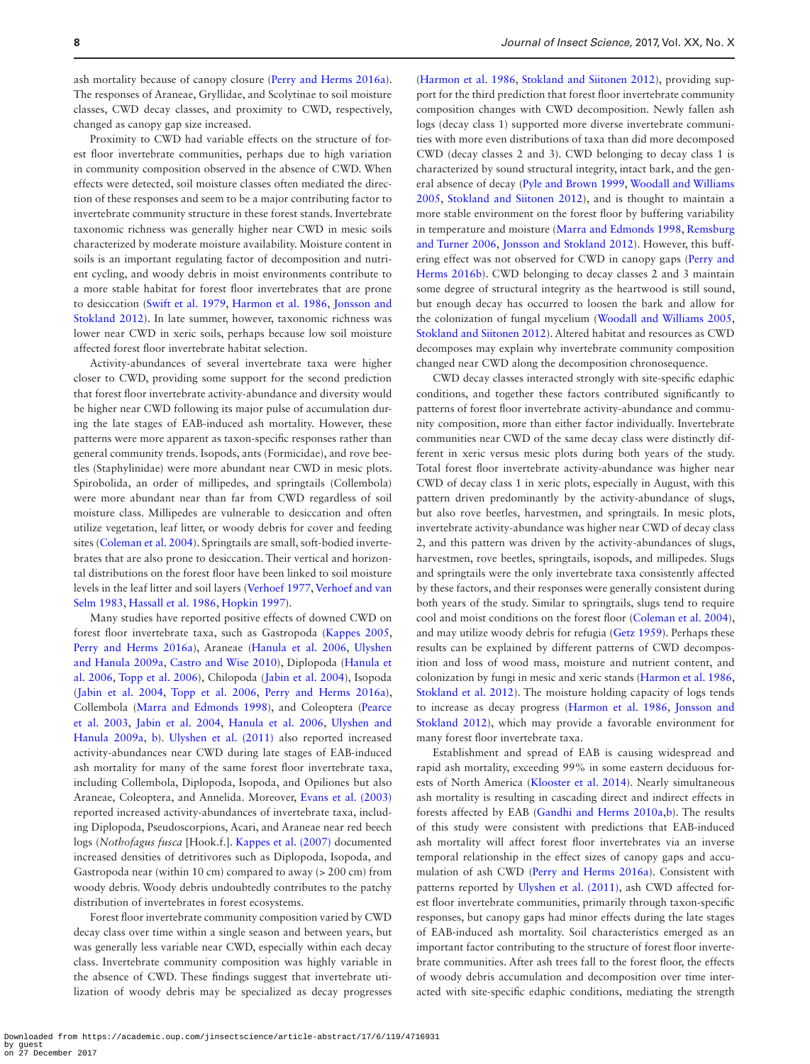ash mortality because of canopy closure (Perry and Herms 2016a). The responses of Araneae, Gryllidae, and Scolytinae to soil moisture classes, CWD decay classes, and proximity to CWD, respectively, changed as canopy gap size increased.

Proximity to CWD had variable effects on the structure of forest floor invertebrate communities, perhaps due to high variation in community composition observed in the absence of CWD. When effects were detected, soil moisture classes often mediated the direction of these responses and seem to be a major contributing factor to invertebrate community structure in these forest stands. Invertebrate taxonomic richness was generally higher near CWD in mesic soils characterized by moderate moisture availability. Moisture content in soils is an important regulating factor of decomposition and nutrient cycling, and woody debris in moist environments contribute to a more stable habitat for forest floor invertebrates that are prone to desiccation (Swift et al. 1979, Harmon et al. 1986, Jonsson and Stokland 2012). In late summer, however, taxonomic richness was lower near CWD in xeric soils, perhaps because low soil moisture affected forest floor invertebrate habitat selection.

Activity-abundances of several invertebrate taxa were higher closer to CWD, providing some support for the second prediction that forest floor invertebrate activity-abundance and diversity would be higher near CWD following its major pulse of accumulation during the late stages of EAB-induced ash mortality. However, these patterns were more apparent as taxon-specific responses rather than general community trends. Isopods, ants (Formicidae), and rove beetles (Staphylinidae) were more abundant near CWD in mesic plots. Spirobolida, an order of millipedes, and springtails (Collembola) were more abundant near than far from CWD regardless of soil moisture class. Millipedes are vulnerable to desiccation and often utilize vegetation, leaf litter, or woody debris for cover and feeding sites (Coleman et al. 2004). Springtails are small, soft-bodied invertebrates that are also prone to desiccation. Their vertical and horizontal distributions on the forest floor have been linked to soil moisture levels in the leaf litter and soil layers (Verhoef 1977, Verhoef and van Selm 1983, Hassall et al. 1986, Hopkin 1997).

Many studies have reported positive effects of downed CWD on forest floor invertebrate taxa, such as Gastropoda (Kappes 2005, Perry and Herms 2016a), Araneae (Hanula et al. 2006, Ulyshen and Hanula 2009a, Castro and Wise 2010), Diplopoda (Hanula et al. 2006, Topp et al. 2006), Chilopoda (Jabin et al. 2004), Isopoda (Jabin et al. 2004, Topp et al. 2006, Perry and Herms 2016a), Collembola (Marra and Edmonds 1998), and Coleoptera (Pearce et al. 2003, Jabin et al. 2004, Hanula et al. 2006, Ulyshen and Hanula 2009a, b). Ulyshen et al. (2011) also reported increased activity-abundances near CWD during late stages of EAB-induced ash mortality for many of the same forest floor invertebrate taxa, including Collembola, Diplopoda, Isopoda, and Opiliones but also Araneae, Coleoptera, and Annelida. Moreover, Evans et al. (2003) reported increased activity-abundances of invertebrate taxa, including Diplopoda, Pseudoscorpions, Acari, and Araneae near red beech logs (*Nothofagus fusca* [Hook.f.]. Kappes et al. (2007) documented increased densities of detritivores such as Diplopoda, Isopoda, and Gastropoda near (within 10 cm) compared to away (> 200 cm) from woody debris. Woody debris undoubtedly contributes to the patchy distribution of invertebrates in forest ecosystems.

Forest floor invertebrate community composition varied by CWD decay class over time within a single season and between years, but was generally less variable near CWD, especially within each decay class. Invertebrate community composition was highly variable in the absence of CWD. These findings suggest that invertebrate utilization of woody debris may be specialized as decay progresses (Harmon et al. 1986, Stokland and Siitonen 2012), providing support for the third prediction that forest floor invertebrate community composition changes with CWD decomposition. Newly fallen ash logs (decay class 1) supported more diverse invertebrate communities with more even distributions of taxa than did more decomposed CWD (decay classes 2 and 3). CWD belonging to decay class 1 is characterized by sound structural integrity, intact bark, and the general absence of decay (Pyle and Brown 1999, Woodall and Williams 2005, Stokland and Siitonen 2012), and is thought to maintain a more stable environment on the forest floor by buffering variability in temperature and moisture (Marra and Edmonds 1998, Remsburg and Turner 2006, Jonsson and Stokland 2012). However, this buffering effect was not observed for CWD in canopy gaps (Perry and Herms 2016b). CWD belonging to decay classes 2 and 3 maintain some degree of structural integrity as the heartwood is still sound, but enough decay has occurred to loosen the bark and allow for the colonization of fungal mycelium (Woodall and Williams 2005, Stokland and Siitonen 2012). Altered habitat and resources as CWD decomposes may explain why invertebrate community composition changed near CWD along the decomposition chronosequence.

CWD decay classes interacted strongly with site-specific edaphic conditions, and together these factors contributed significantly to patterns of forest floor invertebrate activity-abundance and community composition, more than either factor individually. Invertebrate communities near CWD of the same decay class were distinctly different in xeric versus mesic plots during both years of the study. Total forest floor invertebrate activity-abundance was higher near CWD of decay class 1 in xeric plots, especially in August, with this pattern driven predominantly by the activity-abundance of slugs, but also rove beetles, harvestmen, and springtails. In mesic plots, invertebrate activity-abundance was higher near CWD of decay class 2, and this pattern was driven by the activity-abundances of slugs, harvestmen, rove beetles, springtails, isopods, and millipedes. Slugs and springtails were the only invertebrate taxa consistently affected by these factors, and their responses were generally consistent during both years of the study. Similar to springtails, slugs tend to require cool and moist conditions on the forest floor (Coleman et al. 2004), and may utilize woody debris for refugia (Getz 1959). Perhaps these results can be explained by different patterns of CWD decomposition and loss of wood mass, moisture and nutrient content, and colonization by fungi in mesic and xeric stands (Harmon et al. 1986, Stokland et al. 2012). The moisture holding capacity of logs tends to increase as decay progress (Harmon et al. 1986, Jonsson and Stokland 2012), which may provide a favorable environment for many forest floor invertebrate taxa.

Establishment and spread of EAB is causing widespread and rapid ash mortality, exceeding 99% in some eastern deciduous forests of North America (Klooster et al. 2014). Nearly simultaneous ash mortality is resulting in cascading direct and indirect effects in forests affected by EAB (Gandhi and Herms 2010a,b). The results of this study were consistent with predictions that EAB-induced ash mortality will affect forest floor invertebrates via an inverse temporal relationship in the effect sizes of canopy gaps and accumulation of ash CWD (Perry and Herms 2016a). Consistent with patterns reported by Ulyshen et al. (2011), ash CWD affected forest floor invertebrate communities, primarily through taxon-specific responses, but canopy gaps had minor effects during the late stages of EAB-induced ash mortality. Soil characteristics emerged as an important factor contributing to the structure of forest floor invertebrate communities. After ash trees fall to the forest floor, the effects of woody debris accumulation and decomposition over time interacted with site-specific edaphic conditions, mediating the strength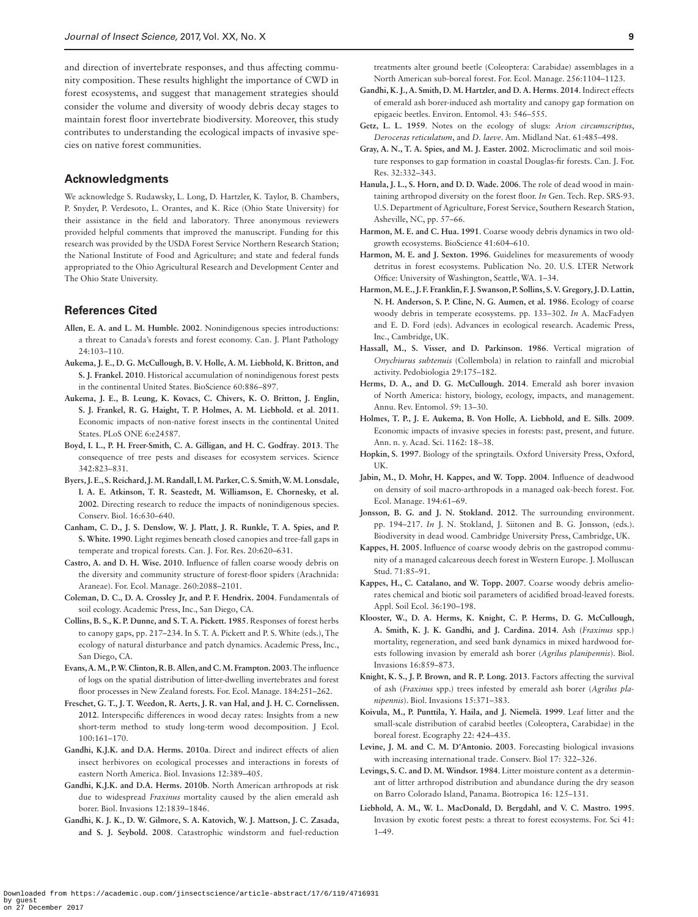and direction of invertebrate responses, and thus affecting community composition. These results highlight the importance of CWD in forest ecosystems, and suggest that management strategies should consider the volume and diversity of woody debris decay stages to maintain forest floor invertebrate biodiversity. Moreover, this study contributes to understanding the ecological impacts of invasive species on native forest communities.

## Acknowledgments

We acknowledge S. Rudawsky, L. Long, D. Hartzler, K. Taylor, B. Chambers, P. Snyder, P. Verdesoto, L. Orantes, and K. Rice (Ohio State University) for their assistance in the field and laboratory. Three anonymous reviewers provided helpful comments that improved the manuscript. Funding for this research was provided by the USDA Forest Service Northern Research Station; the National Institute of Food and Agriculture; and state and federal funds appropriated to the Ohio Agricultural Research and Development Center and The Ohio State University.

## References Cited

**Allen, E. A. and L. M. Humble. 2002**. Nonindigenous species introductions: a threat to Canada's forests and forest economy. Can. J. Plant Pathology 24:103–110.

**Aukema, J. E., D. G. McCullough, B. V. Holle, A. M. Liebhold, K. Britton, and S. J. Frankel. 2010**. Historical accumulation of nonindigenous forest pests in the continental United States. BioScience 60:886–897.

**Aukema, J. E., B. Leung, K. Kovacs, C. Chivers, K. O. Britton, J. Englin, S. J. Frankel, R. G. Haight, T. P. Holmes, A. M. Liebhold. et al. 2011**. Economic impacts of non-native forest insects in the continental United States. PLoS ONE 6:e24587.

**Boyd, I. L., P. H. Freer-Smith, C. A. Gilligan, and H. C. Godfray. 2013**. The consequence of tree pests and diseases for ecosystem services. Science 342:823–831.

**Byers, J. E., S. Reichard, J. M. Randall, I. M. Parker, C. S. Smith, W. M. Lonsdale, I. A. E. Atkinson, T. R. Seastedt, M. Williamson, E. Chornesky, et al. 2002**. Directing research to reduce the impacts of nonindigenous species. Conserv. Biol. 16:630–640.

**Canham, C. D., J. S. Denslow, W. J. Platt, J. R. Runkle, T. A. Spies, and P. S. White. 1990**. Light regimes beneath closed canopies and tree-fall gaps in temperate and tropical forests. Can. J. For. Res. 20:620–631.

**Castro, A. and D. H. Wise. 2010**. Influence of fallen coarse woody debris on the diversity and community structure of forest-floor spiders (Arachnida: Araneae). For. Ecol. Manage. 260:2088–2101.

**Coleman, D. C., D. A. Crossley Jr, and P. F. Hendrix. 2004**. Fundamentals of soil ecology. Academic Press, Inc., San Diego, CA.

**Collins, B. S., K. P. Dunne, and S. T. A. Pickett. 1985**. Responses of forest herbs to canopy gaps, pp. 217–234. In S. T. A. Pickett and P. S. White (eds.), The ecology of natural disturbance and patch dynamics. Academic Press, Inc., San Diego, CA.

**Evans, A. M., P. W. Clinton, R. B. Allen, and C. M. Frampton. 2003**. The influence of logs on the spatial distribution of litter-dwelling invertebrates and forest floor processes in New Zealand forests. For. Ecol. Manage. 184:251–262.

**Freschet, G. T., J. T. Weedon, R. Aerts, J. R. van Hal, and J. H. C. Cornelissen. 2012**. Interspecific differences in wood decay rates: Insights from a new short-term method to study long-term wood decomposition. J Ecol. 100:161–170.

**Gandhi, K.J.K. and D.A. Herms. 2010a**. Direct and indirect effects of alien insect herbivores on ecological processes and interactions in forests of eastern North America. Biol. Invasions 12:389–405.

**Gandhi, K.J.K. and D.A. Herms. 2010b**. North American arthropods at risk due to widespread *Fraxinus* mortality caused by the alien emerald ash borer. Biol. Invasions 12:1839–1846.

**Gandhi, K. J. K., D. W. Gilmore, S. A. Katovich, W. J. Mattson, J. C. Zasada, and S. J. Seybold. 2008**. Catastrophic windstorm and fuel-reduction treatments alter ground beetle (Coleoptera: Carabidae) assemblages in a North American sub-boreal forest. For. Ecol. Manage. 256:1104–1123.

**Gandhi, K. J., A. Smith, D. M. Hartzler, and D. A. Herms. 2014**. Indirect effects of emerald ash borer-induced ash mortality and canopy gap formation on epigaeic beetles. Environ. Entomol. 43: 546–555.

**Getz, L. L. 1959**. Notes on the ecology of slugs: *Arion circumscriptus*, *Deroceras reticulatum*, and *D. laeve*. Am. Midland Nat. 61:485–498.

**Gray, A. N., T. A. Spies, and M. J. Easter. 2002**. Microclimatic and soil moisture responses to gap formation in coastal Douglas-fir forests. Can. J. For. Res. 32:332–343.

**Hanula, J. L., S. Horn, and D. D. Wade. 2006**. The role of dead wood in maintaining arthropod diversity on the forest floor. *In* Gen. Tech. Rep. SRS-93. U.S. Department of Agriculture, Forest Service, Southern Research Station, Asheville, NC, pp. 57–66.

**Harmon, M. E. and C. Hua. 1991**. Coarse woody debris dynamics in two old-growth ecosystems. BioScience 41:604–610.

**Harmon, M. E. and J. Sexton. 1996**. Guidelines for measurements of woody detritus in forest ecosystems. Publication No. 20. U.S. LTER Network Office: University of Washington, Seattle, WA. 1–34.

**Harmon, M. E., J. F. Franklin, F. J. Swanson, P. Sollins, S. V. Gregory, J. D. Lattin, N. H. Anderson, S. P. Cline, N. G. Aumen, et al. 1986**. Ecology of coarse woody debris in temperate ecosystems. pp. 133–302. *In* A. MacFadyen and E. D. Ford (eds). Advances in ecological research. Academic Press, Inc., Cambridge, UK.

**Hassall, M., S. Visser, and D. Parkinson. 1986**. Vertical migration of *Onychiurus subtenuis* (Collembola) in relation to rainfall and microbial activity. Pedobiologia 29:175–182.

**Herms, D. A., and D. G. McCullough. 2014**. Emerald ash borer invasion of North America: history, biology, ecology, impacts, and management. Annu. Rev. Entomol. 59: 13–30.

**Holmes, T. P., J. E. Aukema, B. Von Holle, A. Liebhold, and E. Sills. 2009**. Economic impacts of invasive species in forests: past, present, and future. Ann. n. y. Acad. Sci. 1162: 18–38.

**Hopkin, S. 1997**. Biology of the springtails. Oxford University Press, Oxford, UK.

**Jabin, M., D. Mohr, H. Kappes, and W. Topp. 2004**. Influence of deadwood on density of soil macro-arthropods in a managed oak-beech forest. For. Ecol. Manage. 194:61–69.

**Jonsson, B. G. and J. N. Stokland. 2012**. The surrounding environment. pp. 194–217. *In* J. N. Stokland, J. Siitonen and B. G. Jonsson, (eds.). Biodiversity in dead wood. Cambridge University Press, Cambridge, UK.

**Kappes, H. 2005**. Influence of coarse woody debris on the gastropod community of a managed calcareous deech forest in Western Europe. J. Molluscan Stud. 71:85–91.

**Kappes, H., C. Catalano, and W. Topp. 2007**. Coarse woody debris ameliorates chemical and biotic soil parameters of acidified broad-leaved forests. Appl. Soil Ecol. 36:190–198.

**Klooster, W., D. A. Herms, K. Knight, C. P. Herms, D. G. McCullough, A. Smith, K. J. K. Gandhi, and J. Cardina. 2014**. Ash (*Fraxinus* spp.) mortality, regeneration, and seed bank dynamics in mixed hardwood forests following invasion by emerald ash borer (*Agrilus planipennis*). Biol. Invasions 16:859–873.

**Knight, K. S., J. P. Brown, and R. P. Long. 2013**. Factors affecting the survival of ash (*Fraxinus* spp.) trees infested by emerald ash borer (*Agrilus planipennis*). Biol. Invasions 15:371–383.

**Koivula, M., P. Punttila, Y. Haila, and J. Niemelä. 1999**. Leaf litter and the small-scale distribution of carabid beetles (Coleoptera, Carabidae) in the boreal forest. Ecography 22: 424–435.

**Levine, J. M. and C. M. D'Antonio. 2003**. Forecasting biological invasions with increasing international trade. Conserv. Biol 17: 322–326.

**Levings, S. C. and D. M. Windsor. 1984**. Litter moisture content as a determinant of litter arthropod distribution and abundance during the dry season on Barro Colorado Island, Panama. Biotropica 16: 125–131.

**Liebhold, A. M., W. L. MacDonald, D. Bergdahl, and V. C. Mastro. 1995**. Invasion by exotic forest pests: a threat to forest ecosystems. For. Sci 41: 1–49.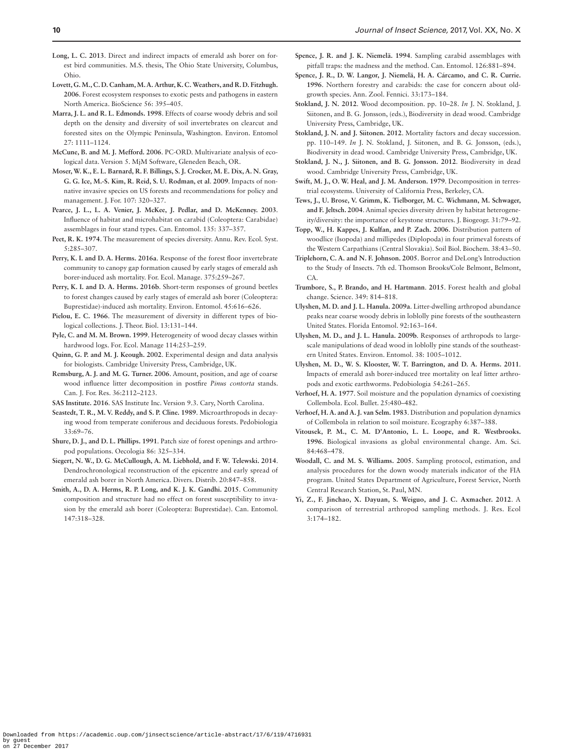**Long, L. C. 2013**. Direct and indirect impacts of emerald ash borer on forest bird communities. M.S. thesis, The Ohio State University, Columbus, Ohio.

**Lovett, G. M., C. D. Canham, M. A. Arthur, K. C. Weathers, and R. D. Fitzhugh. 2006**. Forest ecosystem responses to exotic pests and pathogens in eastern North America. BioScience 56: 395–405.

**Marra, J. L. and R. L. Edmonds. 1998**. Effects of coarse woody debris and soil depth on the density and diversity of soil invertebrates on clearcut and forested sites on the Olympic Peninsula, Washington. Environ. Entomol 27: 1111–1124.

**McCune, B. and M. J. Mefford. 2006**. PC-ORD. Multivariate analysis of ecological data. Version 5. MjM Software, Gleneden Beach, OR.

**Moser, W. K., E. L. Barnard, R. F. Billings, S. J. Crocker, M. E. Dix, A. N. Gray, G. G. Ice, M.-S. Kim, R. Reid, S. U. Rodman, et al. 2009**. Impacts of nonnative invasive species on US forests and recommendations for policy and management. J. For. 107: 320–327.

**Pearce, J. L., L. A. Venier, J. McKee, J. Pedlar, and D. McKenney. 2003**. Influence of habitat and microhabitat on carabid (Coleoptera: Carabidae) assemblages in four stand types. Can. Entomol. 135: 337–357.

**Peet, R. K. 1974**. The measurement of species diversity. Annu. Rev. Ecol. Syst. 5:285–307.

**Perry, K. I. and D. A. Herms. 2016a**. Response of the forest floor invertebrate community to canopy gap formation caused by early stages of emerald ash borer-induced ash mortality. For. Ecol. Manage. 375:259–267.

**Perry, K. I. and D. A. Herms. 2016b**. Short-term responses of ground beetles to forest changes caused by early stages of emerald ash borer (Coleoptera: Buprestidae)-induced ash mortality. Environ. Entomol. 45:616–626.

**Pielou, E. C. 1966**. The measurement of diversity in different types of biological collections. J. Theor. Biol. 13:131–144.

**Pyle, C. and M. M. Brown. 1999**. Heterogeneity of wood decay classes within hardwood logs. For. Ecol. Manage 114:253–259.

**Quinn, G. P. and M. J. Keough. 2002**. Experimental design and data analysis for biologists. Cambridge University Press, Cambridge, UK.

**Remsburg, A. J. and M. G. Turner. 2006**. Amount, position, and age of coarse wood influence litter decomposition in postfire *Pinus contorta* stands. Can. J. For. Res. 36:2112–2123.

**SAS Institute. 2016**. SAS Institute Inc. Version 9.3. Cary, North Carolina.

**Seastedt, T. R., M. V. Reddy, and S. P. Cline. 1989**. Microarthropods in decaying wood from temperate coniferous and deciduous forests. Pedobiologia 33:69–76.

**Shure, D. J., and D. L. Phillips. 1991**. Patch size of forest openings and arthropod populations. Oecologia 86: 325–334.

**Siegert, N. W., D. G. McCullough, A. M. Liebhold, and F. W. Telewski. 2014**. Dendrochronological reconstruction of the epicentre and early spread of emerald ash borer in North America. Divers. Distrib. 20:847–858.

**Smith, A., D. A. Herms, R. P. Long, and K. J. K. Gandhi. 2015**. Community composition and structure had no effect on forest susceptibility to invasion by the emerald ash borer (Coleoptera: Buprestidae). Can. Entomol. 147:318–328.

**Spence, J. R. and J. K. Niemelä. 1994**. Sampling carabid assemblages with pitfall traps: the madness and the method. Can. Entomol. 126:881–894.

**Spence, J. R., D. W. Langor, J. Niemelä, H. A. Cárcamo, and C. R. Currie. 1996**. Northern forestry and carabids: the case for concern about old-growth species. Ann. Zool. Fennici. 33:173–184.

**Stokland, J. N. 2012**. Wood decomposition. pp. 10–28. *In* J. N. Stokland, J. Siitonen, and B. G. Jonsson, (eds.), Biodiversity in dead wood. Cambridge University Press, Cambridge, UK.

**Stokland, J. N. and J. Siitonen. 2012**. Mortality factors and decay succession. pp. 110–149. *In* J. N. Stokland, J. Siitonen, and B. G. Jonsson, (eds.), Biodiversity in dead wood. Cambridge University Press, Cambridge, UK.

**Stokland, J. N., J. Siitonen, and B. G. Jonsson. 2012**. Biodiversity in dead wood. Cambridge University Press, Cambridge, UK.

**Swift, M. J., O. W. Heal, and J. M. Anderson. 1979**. Decomposition in terrestrial ecosystems. University of California Press, Berkeley, CA.

**Tews, J., U. Brose, V. Grimm, K. Tielborger, M. C. Wichmann, M. Schwager, and F. Jeltsch. 2004**. Animal species diversity driven by habitat heterogeneity/diversity: the importance of keystone structures. J. Biogeogr. 31:79–92.

**Topp, W., H. Kappes, J. Kulfan, and P. Zach. 2006**. Distribution pattern of woodlice (Isopoda) and millipedes (Diplopoda) in four primeval forests of the Western Carpathians (Central Slovakia). Soil Biol. Biochem. 38:43–50.

**Triplehorn, C. A. and N. F. Johnson. 2005**. Borror and DeLong's Introduction to the Study of Insects. 7th ed. Thomson Brooks/Cole Belmont, Belmont, CA.

**Trumbore, S., P. Brando, and H. Hartmann. 2015**. Forest health and global change. Science. 349: 814–818.

**Ulyshen, M. D. and J. L. Hanula. 2009a**. Litter-dwelling arthropod abundance peaks near coarse woody debris in loblolly pine forests of the southeastern United States. Florida Entomol. 92:163–164.

**Ulyshen, M. D., and J. L. Hanula. 2009b**. Responses of arthropods to large-scale manipulations of dead wood in loblolly pine stands of the southeastern United States. Environ. Entomol. 38: 1005–1012.

**Ulyshen, M. D., W. S. Klooster, W. T. Barrington, and D. A. Herms. 2011**. Impacts of emerald ash borer-induced tree mortality on leaf litter arthropods and exotic earthworms. Pedobiologia 54:261–265.

**Verhoef, H. A. 1977**. Soil moisture and the population dynamics of coexisting Collembola. Ecol. Bullet. 25:480–482.

**Verhoef, H. A. and A. J. van Selm. 1983**. Distribution and population dynamics of Collembola in relation to soil moisture. Ecography 6:387–388.

**Vitousek, P. M., C. M. D'Antonio, L. L. Loope, and R. Westbrooks. 1996**. Biological invasions as global environmental change. Am. Sci. 84:468–478.

**Woodall, C. and M. S. Williams. 2005**. Sampling protocol, estimation, and analysis procedures for the down woody materials indicator of the FIA program. United States Department of Agriculture, Forest Service, North Central Research Station, St. Paul, MN.

**Yi, Z., F. Jinchao, X. Dayuan, S. Weiguo, and J. C. Axmacher. 2012**. A comparison of terrestrial arthropod sampling methods. J. Res. Ecol 3:174–182.